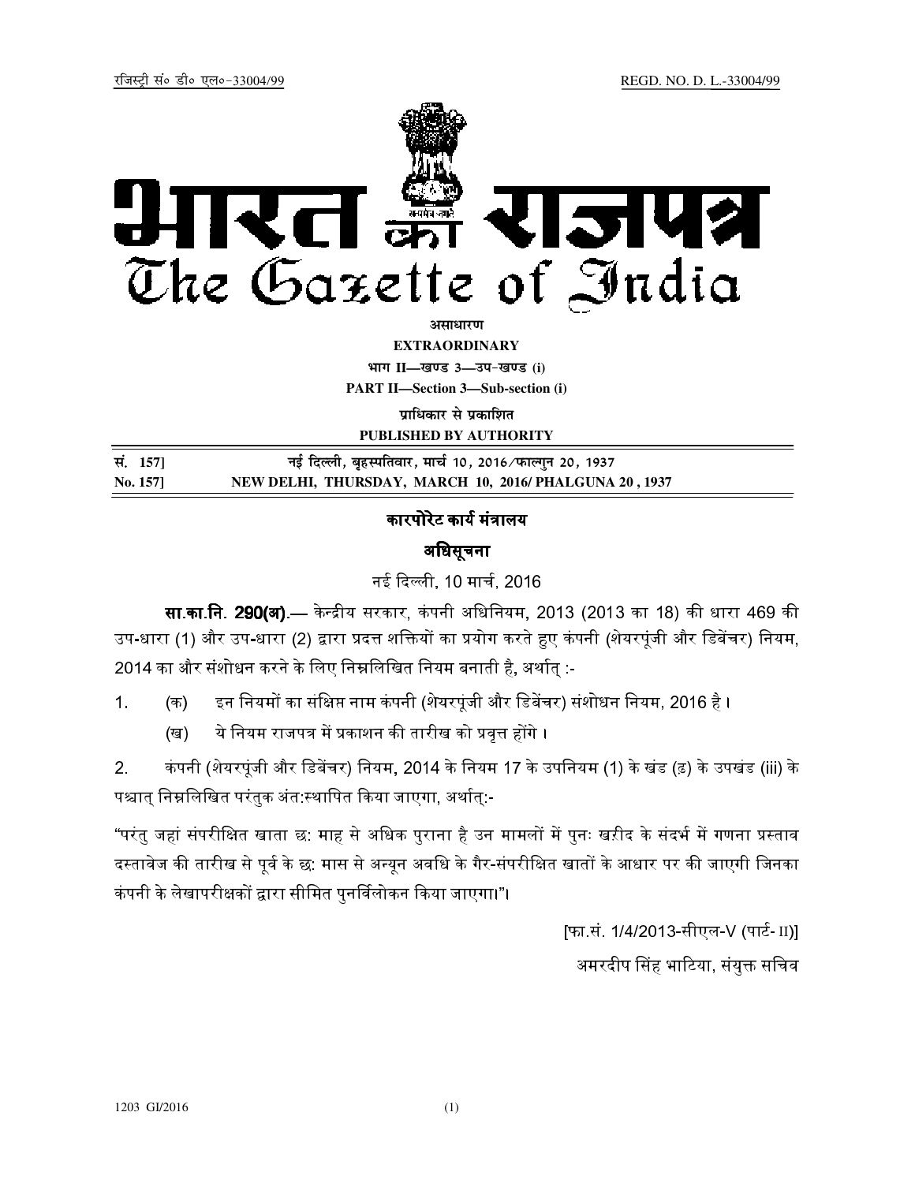रजिस्ट्री सं० डी० एल०-33004/99 REGD. NO. D. L.-33004/99

# भारत का राजपत्र
# The Gazette of India

**असाधारण**

**EXTRAORDINARY**

**भाग II—खण्ड 3—उप-खण्ड (i)**

**PART II—Section 3—Sub-section (i)**

**प्राधिकार से प्रकाशित**

**PUBLISHED BY AUTHORITY**

| | |
|---|---|
| **सं. 157]** | **नई दिल्ली, बृहस्पतिवार, मार्च 10, 2016/फाल्गुन 20, 1937** |
| **No. 157]** | **NEW DELHI, THURSDAY, MARCH 10, 2016/ PHALGUNA 20 , 1937** |

## कारपोरेट कार्य मंत्रालय

## अधिसूचना

नई दिल्ली, 10 मार्च, 2016

**सा.का.नि. 290(अ).**— केन्द्रीय सरकार, कंपनी अधिनियम, 2013 (2013 का 18) की धारा 469 की उप-धारा (1) और उप-धारा (2) द्वारा प्रदत्त शक्तियों का प्रयोग करते हुए कंपनी (शेयरपूंजी और डिबेंचर) नियम, 2014 का और संशोधन करने के लिए निम्नलिखित नियम बनाती है, अर्थात् :-

1. (क) इन नियमों का संक्षिप्त नाम कंपनी (शेयरपूंजी और डिबेंचर) संशोधन नियम, 2016 है ।

   (ख) ये नियम राजपत्र में प्रकाशन की तारीख को प्रवृत्त होंगे ।

2. कंपनी (शेयरपूंजी और डिबेंचर) नियम, 2014 के नियम 17 के उपनियम (1) के खंड (ढ) के उपखंड (iii) के पश्चात् निम्नलिखित परंतुक अंत:स्थापित किया जाएगा, अर्थात्:-

"परंतु जहां संपरीक्षित खाता छ: माह से अधिक पुराना है उन मामलों में पुनः खरीद के संदर्भ में गणना प्रस्ताव दस्तावेज की तारीख से पूर्व के छ: मास से अन्यून अवधि के गैर-संपरीक्षित खातों के आधार पर की जाएगी जिनका कंपनी के लेखापरीक्षकों द्वारा सीमित पुनर्विलोकन किया जाएगा।"।

[फा.सं. 1/4/2013-सीएल-V (पार्ट- II)]

अमरदीप सिंह भाटिया, संयुक्त सचिव

1203 GI/2016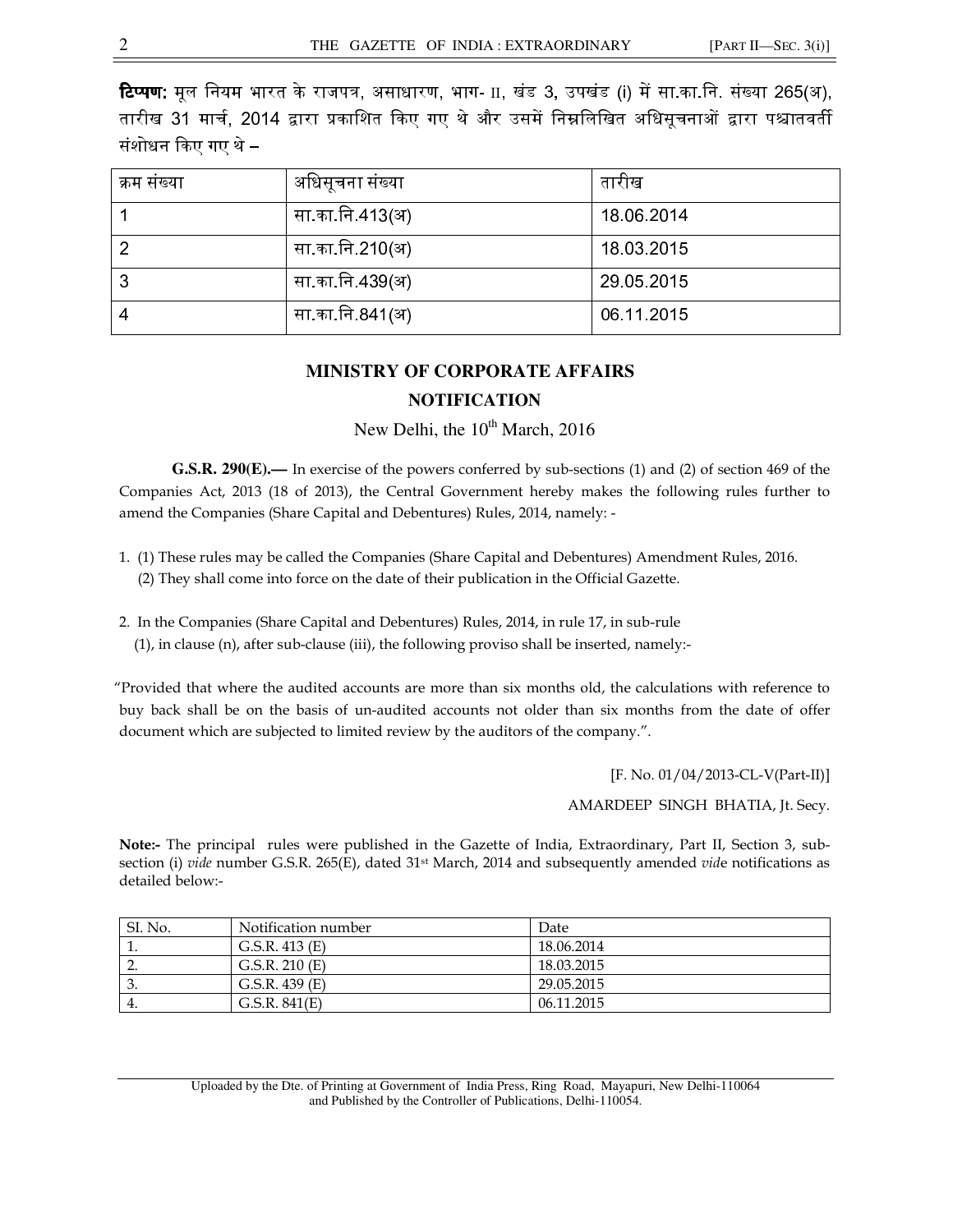**टिप्पण:** मूल नियम भारत के राजपत्र, असाधारण, भाग- II, खंड 3, उपखंड (i) में सा.का.नि. संख्या 265(अ), तारीख 31 मार्च, 2014 द्वारा प्रकाशित किए गए थे और उसमें निम्नलिखित अधिसूचनाओं द्वारा पश्चातवर्ती संशोधन किए गए थे –

| क्रम संख्या | अधिसूचना संख्या | तारीख |
|---|---|---|
| 1 | सा.का.नि.413(अ) | 18.06.2014 |
| 2 | सा.का.नि.210(अ) | 18.03.2015 |
| 3 | सा.का.नि.439(अ) | 29.05.2015 |
| 4 | सा.का.नि.841(अ) | 06.11.2015 |

## MINISTRY OF CORPORATE AFFAIRS

## NOTIFICATION

New Delhi, the 10th March, 2016

**G.S.R. 290(E).—** In exercise of the powers conferred by sub-sections (1) and (2) of section 469 of the Companies Act, 2013 (18 of 2013), the Central Government hereby makes the following rules further to amend the Companies (Share Capital and Debentures) Rules, 2014, namely: -

1. (1) These rules may be called the Companies (Share Capital and Debentures) Amendment Rules, 2016.
   (2) They shall come into force on the date of their publication in the Official Gazette.

2. In the Companies (Share Capital and Debentures) Rules, 2014, in rule 17, in sub-rule (1), in clause (n), after sub-clause (iii), the following proviso shall be inserted, namely:-

"Provided that where the audited accounts are more than six months old, the calculations with reference to buy back shall be on the basis of un-audited accounts not older than six months from the date of offer document which are subjected to limited review by the auditors of the company.".

[F. No. 01/04/2013-CL-V(Part-II)]

AMARDEEP SINGH BHATIA, Jt. Secy.

**Note:-** The principal rules were published in the Gazette of India, Extraordinary, Part II, Section 3, sub-section (i) *vide* number G.S.R. 265(E), dated 31st March, 2014 and subsequently amended *vid*e notifications as detailed below:-

| SI. No. | Notification number | Date |
|---|---|---|
| 1. | G.S.R. 413 (E) | 18.06.2014 |
| 2. | G.S.R. 210 (E) | 18.03.2015 |
| 3. | G.S.R. 439 (E) | 29.05.2015 |
| 4. | G.S.R. 841(E) | 06.11.2015 |

Uploaded by the Dte. of Printing at Government of India Press, Ring Road, Mayapuri, New Delhi-110064 and Published by the Controller of Publications, Delhi-110054.